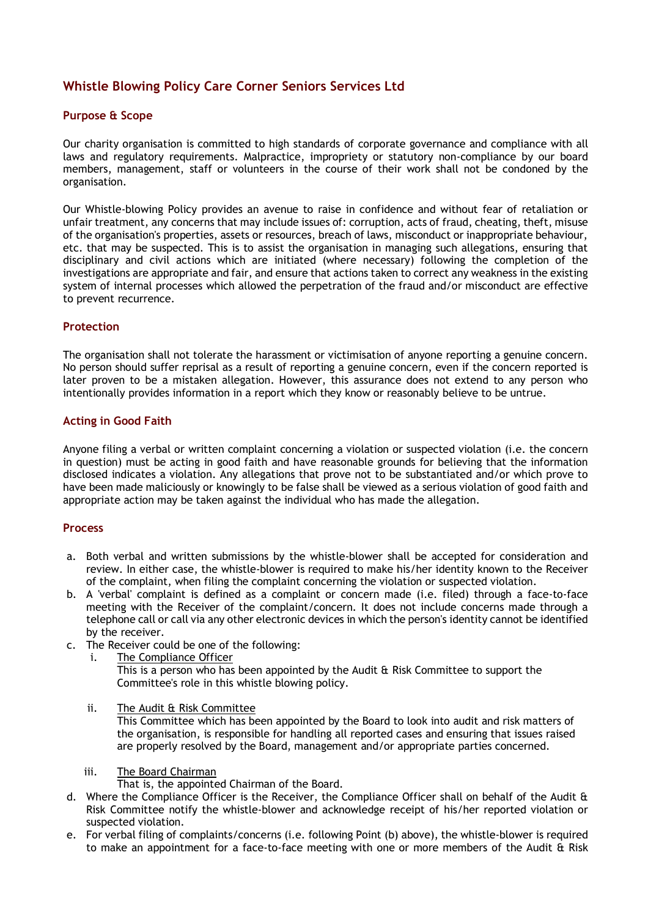# Whistle Blowing Policy Care Corner Seniors Services Ltd

## Purpose & Scope

Our charity organisation is committed to high standards of corporate governance and compliance with all laws and regulatory requirements. Malpractice, impropriety or statutory non-compliance by our board members, management, staff or volunteers in the course of their work shall not be condoned by the organisation.

Our Whistle-blowing Policy provides an avenue to raise in confidence and without fear of retaliation or unfair treatment, any concerns that may include issues of: corruption, acts of fraud, cheating, theft, misuse of the organisation's properties, assets or resources, breach of laws, misconduct or inappropriate behaviour, etc. that may be suspected. This is to assist the organisation in managing such allegations, ensuring that disciplinary and civil actions which are initiated (where necessary) following the completion of the investigations are appropriate and fair, and ensure that actions taken to correct any weakness in the existing system of internal processes which allowed the perpetration of the fraud and/or misconduct are effective to prevent recurrence.

## Protection

The organisation shall not tolerate the harassment or victimisation of anyone reporting a genuine concern. No person should suffer reprisal as a result of reporting a genuine concern, even if the concern reported is later proven to be a mistaken allegation. However, this assurance does not extend to any person who intentionally provides information in a report which they know or reasonably believe to be untrue.

## Acting in Good Faith

Anyone filing a verbal or written complaint concerning a violation or suspected violation (i.e. the concern in question) must be acting in good faith and have reasonable grounds for believing that the information disclosed indicates a violation. Any allegations that prove not to be substantiated and/or which prove to have been made maliciously or knowingly to be false shall be viewed as a serious violation of good faith and appropriate action may be taken against the individual who has made the allegation.

## Process

a. Both verbal and written submissions by the whistle-blower shall be accepted for consideration and review. In either case, the whistle-blower is required to make his/her identity known to the Receiver of the complaint, when filing the complaint concerning the violation or suspected violation.
b. A 'verbal' complaint is defined as a complaint or concern made (i.e. filed) through a face-to-face meeting with the Receiver of the complaint/concern. It does not include concerns made through a telephone call or call via any other electronic devices in which the person's identity cannot be identified by the receiver.
c. The Receiver could be one of the following:
   i. The Compliance Officer
      This is a person who has been appointed by the Audit & Risk Committee to support the Committee's role in this whistle blowing policy.

   ii. The Audit & Risk Committee
      This Committee which has been appointed by the Board to look into audit and risk matters of the organisation, is responsible for handling all reported cases and ensuring that issues raised are properly resolved by the Board, management and/or appropriate parties concerned.

   iii. The Board Chairman
      That is, the appointed Chairman of the Board.
d. Where the Compliance Officer is the Receiver, the Compliance Officer shall on behalf of the Audit & Risk Committee notify the whistle-blower and acknowledge receipt of his/her reported violation or suspected violation.
e. For verbal filing of complaints/concerns (i.e. following Point (b) above), the whistle-blower is required to make an appointment for a face-to-face meeting with one or more members of the Audit & Risk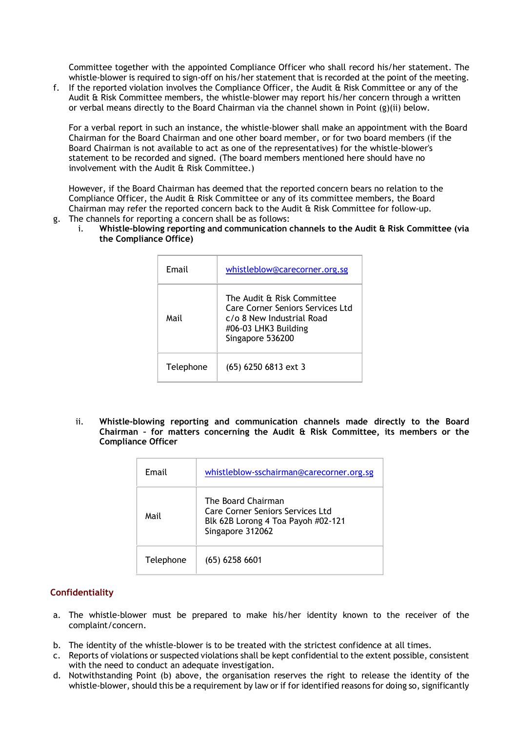Committee together with the appointed Compliance Officer who shall record his/her statement. The whistle-blower is required to sign-off on his/her statement that is recorded at the point of the meeting.

f. If the reported violation involves the Compliance Officer, the Audit & Risk Committee or any of the Audit & Risk Committee members, the whistle-blower may report his/her concern through a written or verbal means directly to the Board Chairman via the channel shown in Point (g)(ii) below.

   For a verbal report in such an instance, the whistle-blower shall make an appointment with the Board Chairman for the Board Chairman and one other board member, or for two board members (if the Board Chairman is not available to act as one of the representatives) for the whistle-blower's statement to be recorded and signed. (The board members mentioned here should have no involvement with the Audit & Risk Committee.)

   However, if the Board Chairman has deemed that the reported concern bears no relation to the Compliance Officer, the Audit & Risk Committee or any of its committee members, the Board Chairman may refer the reported concern back to the Audit & Risk Committee for follow-up.

g. The channels for reporting a concern shall be as follows:

   i. **Whistle-blowing reporting and communication channels to the Audit & Risk Committee (via the Compliance Office)**

| | |
|---|---|
| Email | whistleblow@carecorner.org.sg |
| Mail | The Audit & Risk Committee<br>Care Corner Seniors Services Ltd<br>c/o 8 New Industrial Road<br>#06-03 LHK3 Building<br>Singapore 536200 |
| Telephone | (65) 6250 6813 ext 3 |

   ii. **Whistle-blowing reporting and communication channels made directly to the Board Chairman – for matters concerning the Audit & Risk Committee, its members or the Compliance Officer**

| | |
|---|---|
| Email | whistleblow-sschairman@carecorner.org.sg |
| Mail | The Board Chairman<br>Care Corner Seniors Services Ltd<br>Blk 62B Lorong 4 Toa Payoh #02-121<br>Singapore 312062 |
| Telephone | (65) 6258 6601 |

## Confidentiality

a. The whistle-blower must be prepared to make his/her identity known to the receiver of the complaint/concern.

b. The identity of the whistle-blower is to be treated with the strictest confidence at all times.

c. Reports of violations or suspected violations shall be kept confidential to the extent possible, consistent with the need to conduct an adequate investigation.

d. Notwithstanding Point (b) above, the organisation reserves the right to release the identity of the whistle-blower, should this be a requirement by law or if for identified reasons for doing so, significantly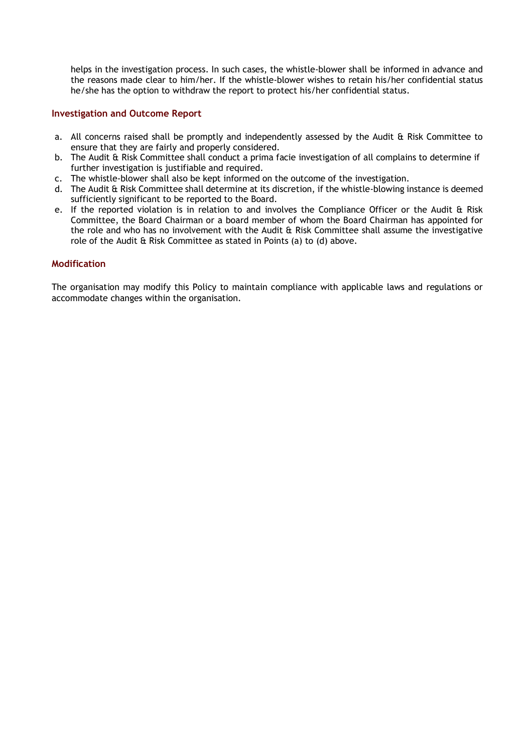helps in the investigation process. In such cases, the whistle-blower shall be informed in advance and the reasons made clear to him/her. If the whistle-blower wishes to retain his/her confidential status he/she has the option to withdraw the report to protect his/her confidential status.

### Investigation and Outcome Report

a. All concerns raised shall be promptly and independently assessed by the Audit & Risk Committee to ensure that they are fairly and properly considered.
b. The Audit & Risk Committee shall conduct a prima facie investigation of all complains to determine if further investigation is justifiable and required.
c. The whistle-blower shall also be kept informed on the outcome of the investigation.
d. The Audit & Risk Committee shall determine at its discretion, if the whistle-blowing instance is deemed sufficiently significant to be reported to the Board.
e. If the reported violation is in relation to and involves the Compliance Officer or the Audit & Risk Committee, the Board Chairman or a board member of whom the Board Chairman has appointed for the role and who has no involvement with the Audit & Risk Committee shall assume the investigative role of the Audit & Risk Committee as stated in Points (a) to (d) above.

### Modification

The organisation may modify this Policy to maintain compliance with applicable laws and regulations or accommodate changes within the organisation.